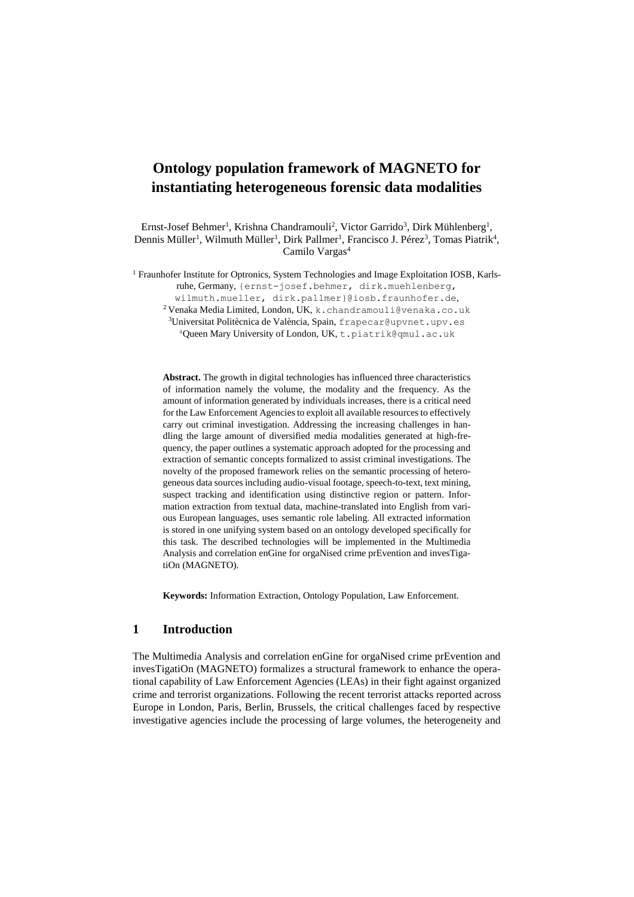# Ontology population framework of MAGNETO for instantiating heterogeneous forensic data modalities

Ernst-Josef Behmer[1], Krishna Chandramouli[2], Victor Garrido[3], Dirk Mühlenberg[1], Dennis Müller[1], Wilmuth Müller[1], Dirk Pallmer[1], Francisco J. Pérez[3], Tomas Piatrik[4], Camilo Vargas[4]

[1] Fraunhofer Institute for Optronics, System Technologies and Image Exploitation IOSB, Karlsruhe, Germany, {ernst-josef.behmer, dirk.muehlenberg, wilmuth.mueller, dirk.pallmer}@iosb.fraunhofer.de,

[2] Venaka Media Limited, London, UK, k.chandramouli@venaka.co.uk

[3] Universitat Politècnica de València, Spain, frapecar@upvnet.upv.es

[4] Queen Mary University of London, UK, t.piatrik@qmul.ac.uk

**Abstract.** The growth in digital technologies has influenced three characteristics of information namely the volume, the modality and the frequency. As the amount of information generated by individuals increases, there is a critical need for the Law Enforcement Agencies to exploit all available resources to effectively carry out criminal investigation. Addressing the increasing challenges in handling the large amount of diversified media modalities generated at high-frequency, the paper outlines a systematic approach adopted for the processing and extraction of semantic concepts formalized to assist criminal investigations. The novelty of the proposed framework relies on the semantic processing of heterogeneous data sources including audio-visual footage, speech-to-text, text mining, suspect tracking and identification using distinctive region or pattern. Information extraction from textual data, machine-translated into English from various European languages, uses semantic role labeling. All extracted information is stored in one unifying system based on an ontology developed specifically for this task. The described technologies will be implemented in the Multimedia Analysis and correlation enGine for orgaNised crime prEvention and invesTigatiOn (MAGNETO).

**Keywords:** Information Extraction, Ontology Population, Law Enforcement.

## 1 Introduction

The Multimedia Analysis and correlation enGine for orgaNised crime prEvention and invesTigatiOn (MAGNETO) formalizes a structural framework to enhance the operational capability of Law Enforcement Agencies (LEAs) in their fight against organized crime and terrorist organizations. Following the recent terrorist attacks reported across Europe in London, Paris, Berlin, Brussels, the critical challenges faced by respective investigative agencies include the processing of large volumes, the heterogeneity and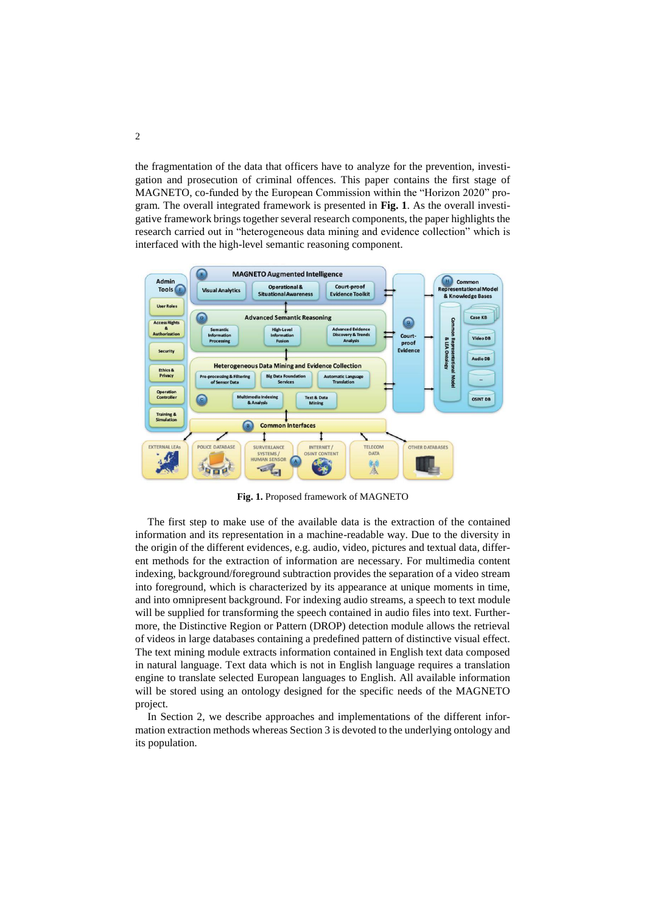the fragmentation of the data that officers have to analyze for the prevention, investigation and prosecution of criminal offences. This paper contains the first stage of MAGNETO, co-funded by the European Commission within the "Horizon 2020" program. The overall integrated framework is presented in **Fig. 1**. As the overall investigative framework brings together several research components, the paper highlights the research carried out in "heterogeneous data mining and evidence collection" which is interfaced with the high-level semantic reasoning component.

**Fig. 1.** Proposed framework of MAGNETO

The first step to make use of the available data is the extraction of the contained information and its representation in a machine-readable way. Due to the diversity in the origin of the different evidences, e.g. audio, video, pictures and textual data, different methods for the extraction of information are necessary. For multimedia content indexing, background/foreground subtraction provides the separation of a video stream into foreground, which is characterized by its appearance at unique moments in time, and into omnipresent background. For indexing audio streams, a speech to text module will be supplied for transforming the speech contained in audio files into text. Furthermore, the Distinctive Region or Pattern (DROP) detection module allows the retrieval of videos in large databases containing a predefined pattern of distinctive visual effect. The text mining module extracts information contained in English text data composed in natural language. Text data which is not in English language requires a translation engine to translate selected European languages to English. All available information will be stored using an ontology designed for the specific needs of the MAGNETO project.

In Section 2, we describe approaches and implementations of the different information extraction methods whereas Section 3 is devoted to the underlying ontology and its population.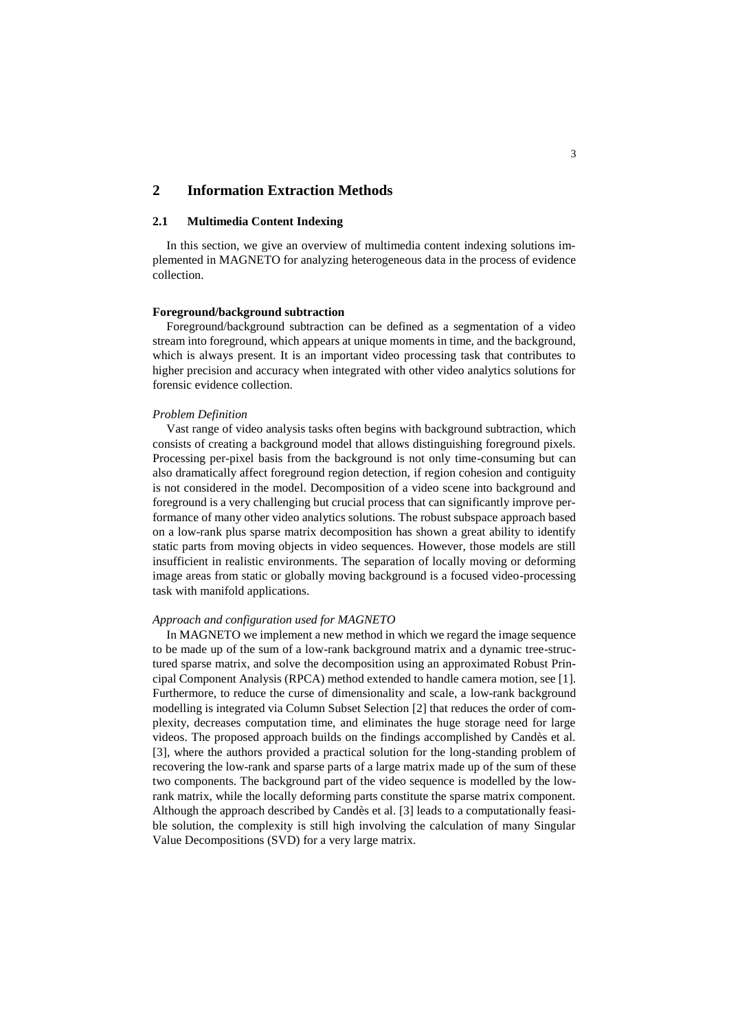# 2 Information Extraction Methods

## 2.1 Multimedia Content Indexing

In this section, we give an overview of multimedia content indexing solutions implemented in MAGNETO for analyzing heterogeneous data in the process of evidence collection.

**Foreground/background subtraction**

Foreground/background subtraction can be defined as a segmentation of a video stream into foreground, which appears at unique moments in time, and the background, which is always present. It is an important video processing task that contributes to higher precision and accuracy when integrated with other video analytics solutions for forensic evidence collection.

*Problem Definition*

Vast range of video analysis tasks often begins with background subtraction, which consists of creating a background model that allows distinguishing foreground pixels. Processing per-pixel basis from the background is not only time-consuming but can also dramatically affect foreground region detection, if region cohesion and contiguity is not considered in the model. Decomposition of a video scene into background and foreground is a very challenging but crucial process that can significantly improve performance of many other video analytics solutions. The robust subspace approach based on a low-rank plus sparse matrix decomposition has shown a great ability to identify static parts from moving objects in video sequences. However, those models are still insufficient in realistic environments. The separation of locally moving or deforming image areas from static or globally moving background is a focused video-processing task with manifold applications.

*Approach and configuration used for MAGNETO*

In MAGNETO we implement a new method in which we regard the image sequence to be made up of the sum of a low-rank background matrix and a dynamic tree-structured sparse matrix, and solve the decomposition using an approximated Robust Principal Component Analysis (RPCA) method extended to handle camera motion, see [1]. Furthermore, to reduce the curse of dimensionality and scale, a low-rank background modelling is integrated via Column Subset Selection [2] that reduces the order of complexity, decreases computation time, and eliminates the huge storage need for large videos. The proposed approach builds on the findings accomplished by Candès et al. [3], where the authors provided a practical solution for the long-standing problem of recovering the low-rank and sparse parts of a large matrix made up of the sum of these two components. The background part of the video sequence is modelled by the low-rank matrix, while the locally deforming parts constitute the sparse matrix component. Although the approach described by Candès et al. [3] leads to a computationally feasible solution, the complexity is still high involving the calculation of many Singular Value Decompositions (SVD) for a very large matrix.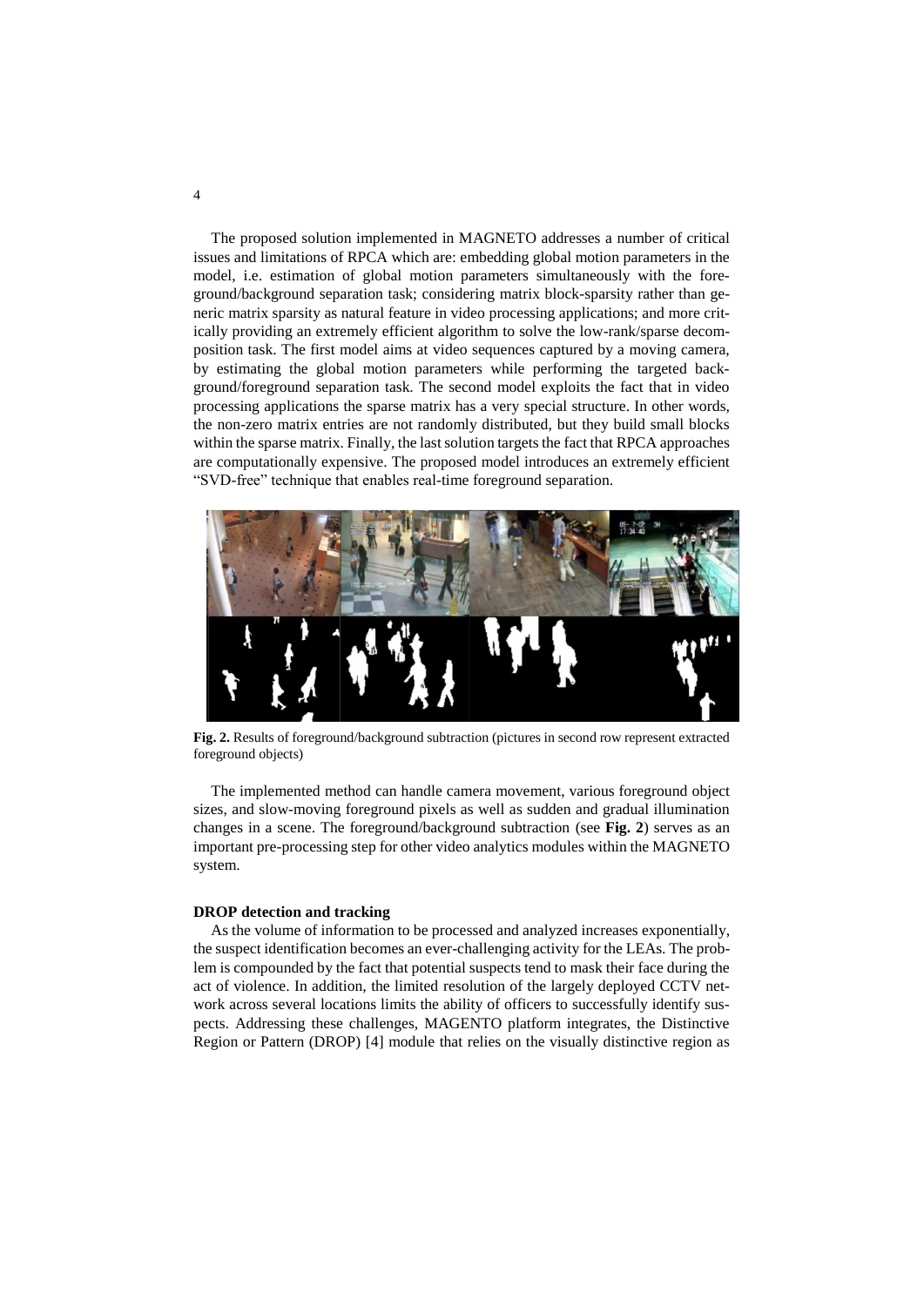The proposed solution implemented in MAGNETO addresses a number of critical issues and limitations of RPCA which are: embedding global motion parameters in the model, i.e. estimation of global motion parameters simultaneously with the foreground/background separation task; considering matrix block-sparsity rather than generic matrix sparsity as natural feature in video processing applications; and more critically providing an extremely efficient algorithm to solve the low-rank/sparse decomposition task. The first model aims at video sequences captured by a moving camera, by estimating the global motion parameters while performing the targeted background/foreground separation task. The second model exploits the fact that in video processing applications the sparse matrix has a very special structure. In other words, the non-zero matrix entries are not randomly distributed, but they build small blocks within the sparse matrix. Finally, the last solution targets the fact that RPCA approaches are computationally expensive. The proposed model introduces an extremely efficient "SVD-free" technique that enables real-time foreground separation.

**Fig. 2.** Results of foreground/background subtraction (pictures in second row represent extracted foreground objects)

The implemented method can handle camera movement, various foreground object sizes, and slow-moving foreground pixels as well as sudden and gradual illumination changes in a scene. The foreground/background subtraction (see **Fig. 2**) serves as an important pre-processing step for other video analytics modules within the MAGNETO system.

**DROP detection and tracking**

As the volume of information to be processed and analyzed increases exponentially, the suspect identification becomes an ever-challenging activity for the LEAs. The problem is compounded by the fact that potential suspects tend to mask their face during the act of violence. In addition, the limited resolution of the largely deployed CCTV network across several locations limits the ability of officers to successfully identify suspects. Addressing these challenges, MAGENTO platform integrates, the Distinctive Region or Pattern (DROP) [4] module that relies on the visually distinctive region as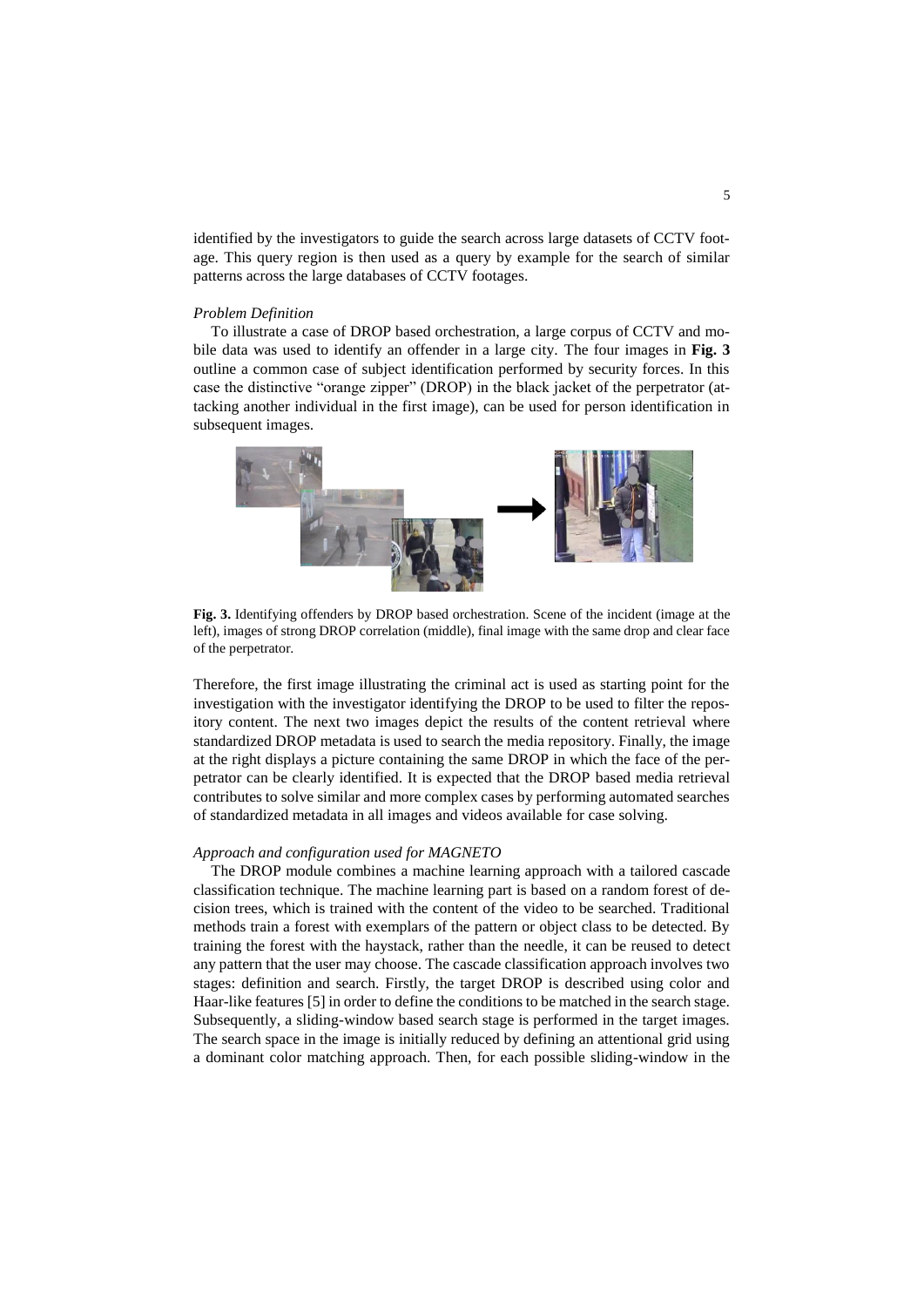identified by the investigators to guide the search across large datasets of CCTV footage. This query region is then used as a query by example for the search of similar patterns across the large databases of CCTV footages.

*Problem Definition*

To illustrate a case of DROP based orchestration, a large corpus of CCTV and mobile data was used to identify an offender in a large city. The four images in **Fig. 3** outline a common case of subject identification performed by security forces. In this case the distinctive "orange zipper" (DROP) in the black jacket of the perpetrator (attacking another individual in the first image), can be used for person identification in subsequent images.

**Fig. 3.** Identifying offenders by DROP based orchestration. Scene of the incident (image at the left), images of strong DROP correlation (middle), final image with the same drop and clear face of the perpetrator.

Therefore, the first image illustrating the criminal act is used as starting point for the investigation with the investigator identifying the DROP to be used to filter the repository content. The next two images depict the results of the content retrieval where standardized DROP metadata is used to search the media repository. Finally, the image at the right displays a picture containing the same DROP in which the face of the perpetrator can be clearly identified. It is expected that the DROP based media retrieval contributes to solve similar and more complex cases by performing automated searches of standardized metadata in all images and videos available for case solving.

*Approach and configuration used for MAGNETO*

The DROP module combines a machine learning approach with a tailored cascade classification technique. The machine learning part is based on a random forest of decision trees, which is trained with the content of the video to be searched. Traditional methods train a forest with exemplars of the pattern or object class to be detected. By training the forest with the haystack, rather than the needle, it can be reused to detect any pattern that the user may choose. The cascade classification approach involves two stages: definition and search. Firstly, the target DROP is described using color and Haar-like features [5] in order to define the conditions to be matched in the search stage. Subsequently, a sliding-window based search stage is performed in the target images. The search space in the image is initially reduced by defining an attentional grid using a dominant color matching approach. Then, for each possible sliding-window in the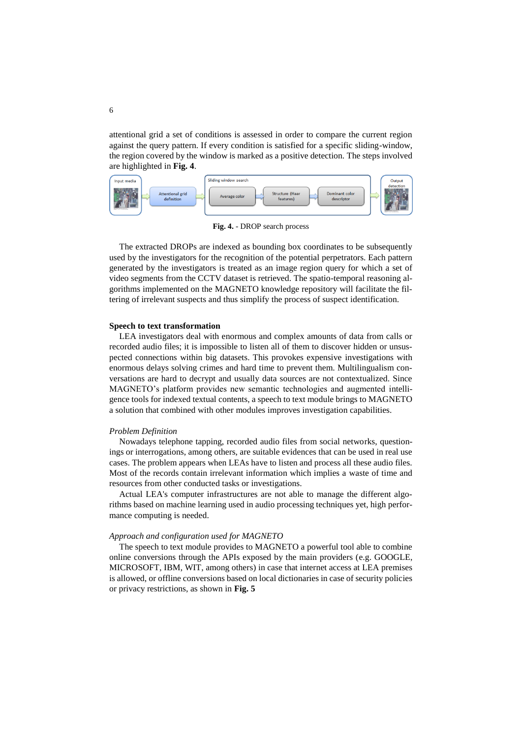attentional grid a set of conditions is assessed in order to compare the current region against the query pattern. If every condition is satisfied for a specific sliding-window, the region covered by the window is marked as a positive detection. The steps involved are highlighted in **Fig. 4**.

Input media

Attentional grid definition

Sliding window search

Average color

Structure (Haar features)

Dominant color descriptor

Output detection

**Fig. 4.** - DROP search process

The extracted DROPs are indexed as bounding box coordinates to be subsequently used by the investigators for the recognition of the potential perpetrators. Each pattern generated by the investigators is treated as an image region query for which a set of video segments from the CCTV dataset is retrieved. The spatio-temporal reasoning algorithms implemented on the MAGNETO knowledge repository will facilitate the filtering of irrelevant suspects and thus simplify the process of suspect identification.

**Speech to text transformation**

LEA investigators deal with enormous and complex amounts of data from calls or recorded audio files; it is impossible to listen all of them to discover hidden or unsuspected connections within big datasets. This provokes expensive investigations with enormous delays solving crimes and hard time to prevent them. Multilingualism conversations are hard to decrypt and usually data sources are not contextualized. Since MAGNETO's platform provides new semantic technologies and augmented intelligence tools for indexed textual contents, a speech to text module brings to MAGNETO a solution that combined with other modules improves investigation capabilities.

*Problem Definition*

Nowadays telephone tapping, recorded audio files from social networks, questionings or interrogations, among others, are suitable evidences that can be used in real use cases. The problem appears when LEAs have to listen and process all these audio files. Most of the records contain irrelevant information which implies a waste of time and resources from other conducted tasks or investigations.

Actual LEA's computer infrastructures are not able to manage the different algorithms based on machine learning used in audio processing techniques yet, high performance computing is needed.

*Approach and configuration used for MAGNETO*

The speech to text module provides to MAGNETO a powerful tool able to combine online conversions through the APIs exposed by the main providers (e.g. GOOGLE, MICROSOFT, IBM, WIT, among others) in case that internet access at LEA premises is allowed, or offline conversions based on local dictionaries in case of security policies or privacy restrictions, as shown in **Fig. 5**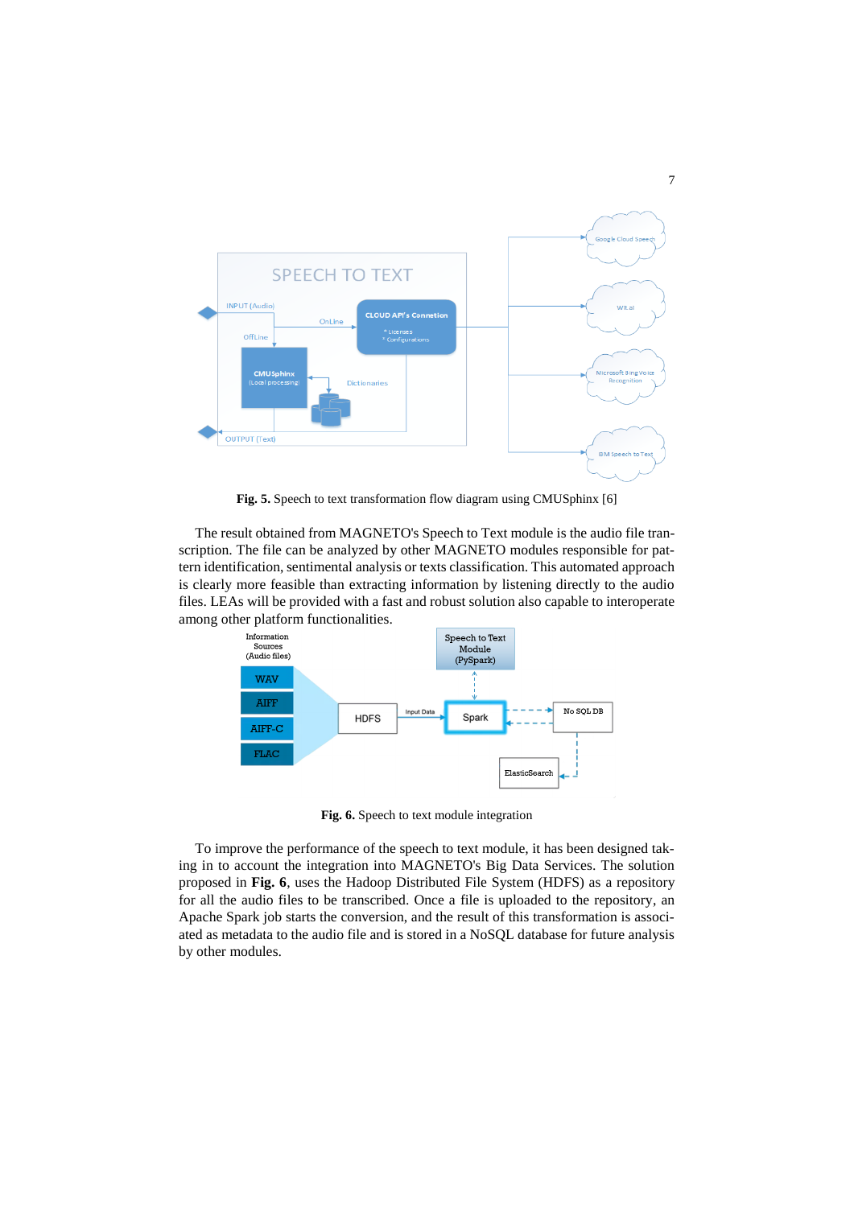**Fig. 5.** Speech to text transformation flow diagram using CMUSphinx [6]

The result obtained from MAGNETO's Speech to Text module is the audio file transcription. The file can be analyzed by other MAGNETO modules responsible for pattern identification, sentimental analysis or texts classification. This automated approach is clearly more feasible than extracting information by listening directly to the audio files. LEAs will be provided with a fast and robust solution also capable to interoperate among other platform functionalities.

**Fig. 6.** Speech to text module integration

To improve the performance of the speech to text module, it has been designed taking in to account the integration into MAGNETO's Big Data Services. The solution proposed in **Fig. 6**, uses the Hadoop Distributed File System (HDFS) as a repository for all the audio files to be transcribed. Once a file is uploaded to the repository, an Apache Spark job starts the conversion, and the result of this transformation is associated as metadata to the audio file and is stored in a NoSQL database for future analysis by other modules.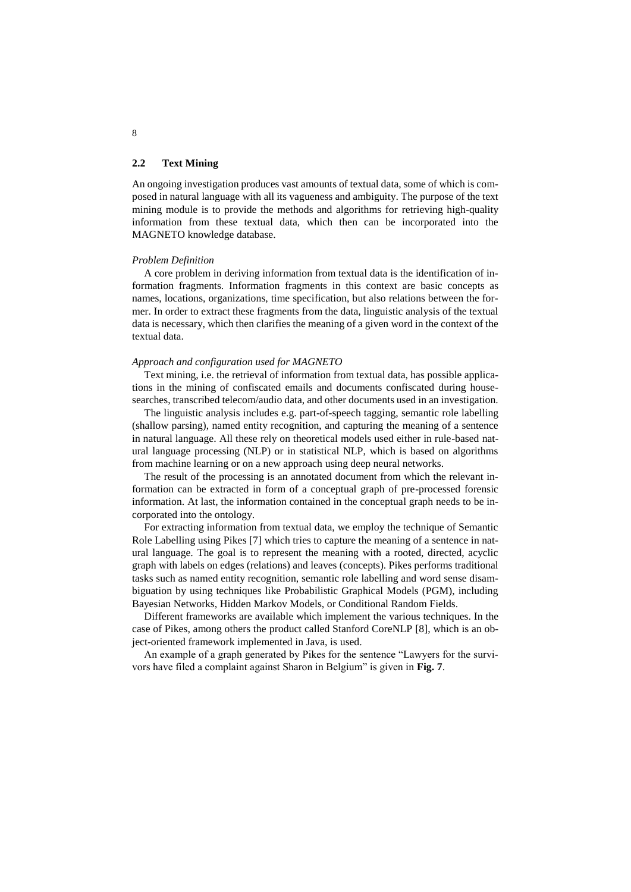## 2.2 Text Mining

An ongoing investigation produces vast amounts of textual data, some of which is composed in natural language with all its vagueness and ambiguity. The purpose of the text mining module is to provide the methods and algorithms for retrieving high-quality information from these textual data, which then can be incorporated into the MAGNETO knowledge database.

*Problem Definition*

A core problem in deriving information from textual data is the identification of information fragments. Information fragments in this context are basic concepts as names, locations, organizations, time specification, but also relations between the former. In order to extract these fragments from the data, linguistic analysis of the textual data is necessary, which then clarifies the meaning of a given word in the context of the textual data.

*Approach and configuration used for MAGNETO*

Text mining, i.e. the retrieval of information from textual data, has possible applications in the mining of confiscated emails and documents confiscated during house-searches, transcribed telecom/audio data, and other documents used in an investigation.

The linguistic analysis includes e.g. part-of-speech tagging, semantic role labelling (shallow parsing), named entity recognition, and capturing the meaning of a sentence in natural language. All these rely on theoretical models used either in rule-based natural language processing (NLP) or in statistical NLP, which is based on algorithms from machine learning or on a new approach using deep neural networks.

The result of the processing is an annotated document from which the relevant information can be extracted in form of a conceptual graph of pre-processed forensic information. At last, the information contained in the conceptual graph needs to be incorporated into the ontology.

For extracting information from textual data, we employ the technique of Semantic Role Labelling using Pikes [7] which tries to capture the meaning of a sentence in natural language. The goal is to represent the meaning with a rooted, directed, acyclic graph with labels on edges (relations) and leaves (concepts). Pikes performs traditional tasks such as named entity recognition, semantic role labelling and word sense disambiguation by using techniques like Probabilistic Graphical Models (PGM), including Bayesian Networks, Hidden Markov Models, or Conditional Random Fields.

Different frameworks are available which implement the various techniques. In the case of Pikes, among others the product called Stanford CoreNLP [8], which is an object-oriented framework implemented in Java, is used.

An example of a graph generated by Pikes for the sentence "Lawyers for the survivors have filed a complaint against Sharon in Belgium" is given in **Fig. 7**.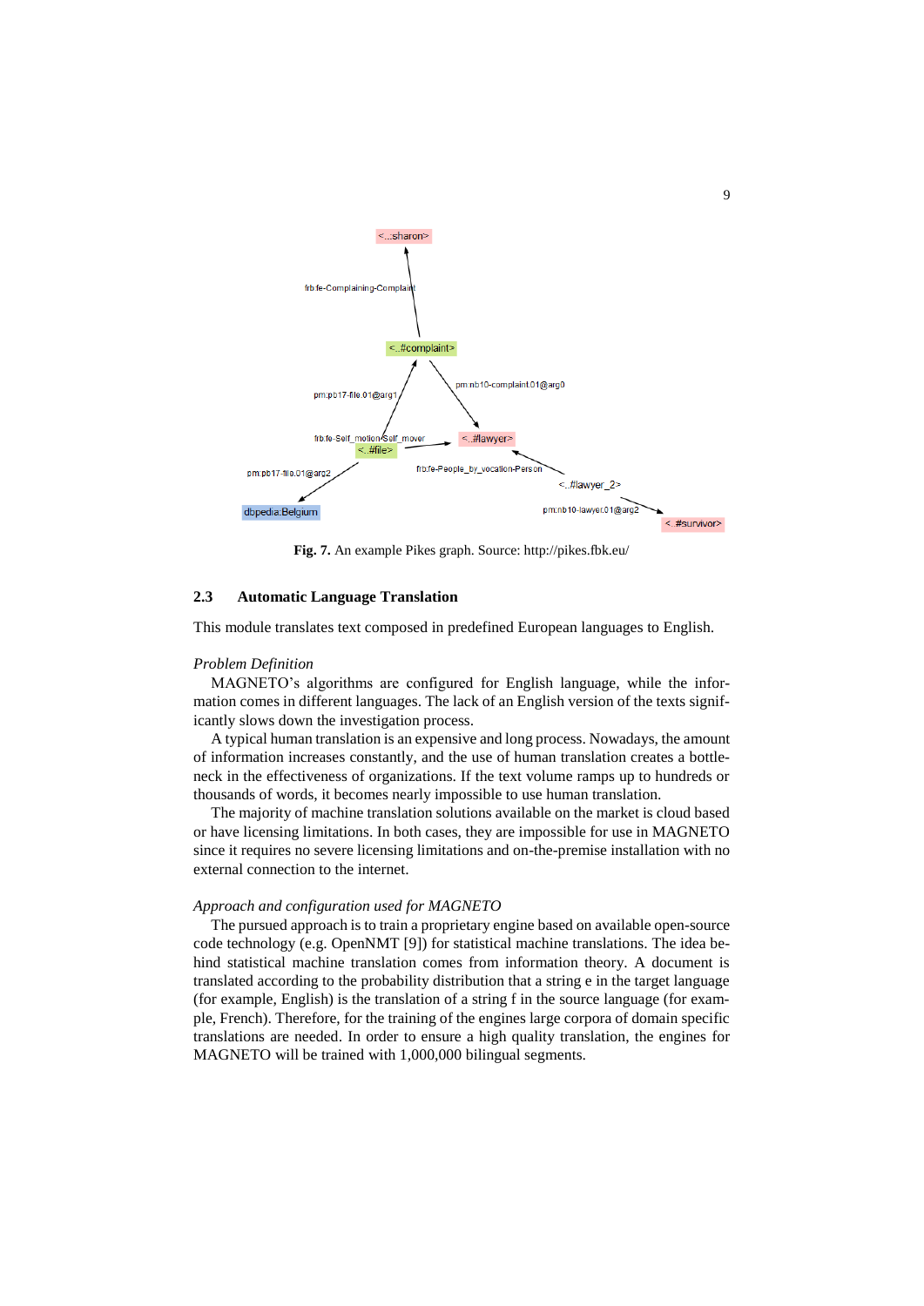**Fig. 7.** An example Pikes graph. Source: http://pikes.fbk.eu/

### 2.3 Automatic Language Translation

This module translates text composed in predefined European languages to English.

*Problem Definition*

MAGNETO's algorithms are configured for English language, while the information comes in different languages. The lack of an English version of the texts significantly slows down the investigation process.

A typical human translation is an expensive and long process. Nowadays, the amount of information increases constantly, and the use of human translation creates a bottleneck in the effectiveness of organizations. If the text volume ramps up to hundreds or thousands of words, it becomes nearly impossible to use human translation.

The majority of machine translation solutions available on the market is cloud based or have licensing limitations. In both cases, they are impossible for use in MAGNETO since it requires no severe licensing limitations and on-the-premise installation with no external connection to the internet.

*Approach and configuration used for MAGNETO*

The pursued approach is to train a proprietary engine based on available open-source code technology (e.g. OpenNMT [9]) for statistical machine translations. The idea behind statistical machine translation comes from information theory. A document is translated according to the probability distribution that a string e in the target language (for example, English) is the translation of a string f in the source language (for example, French). Therefore, for the training of the engines large corpora of domain specific translations are needed. In order to ensure a high quality translation, the engines for MAGNETO will be trained with 1,000,000 bilingual segments.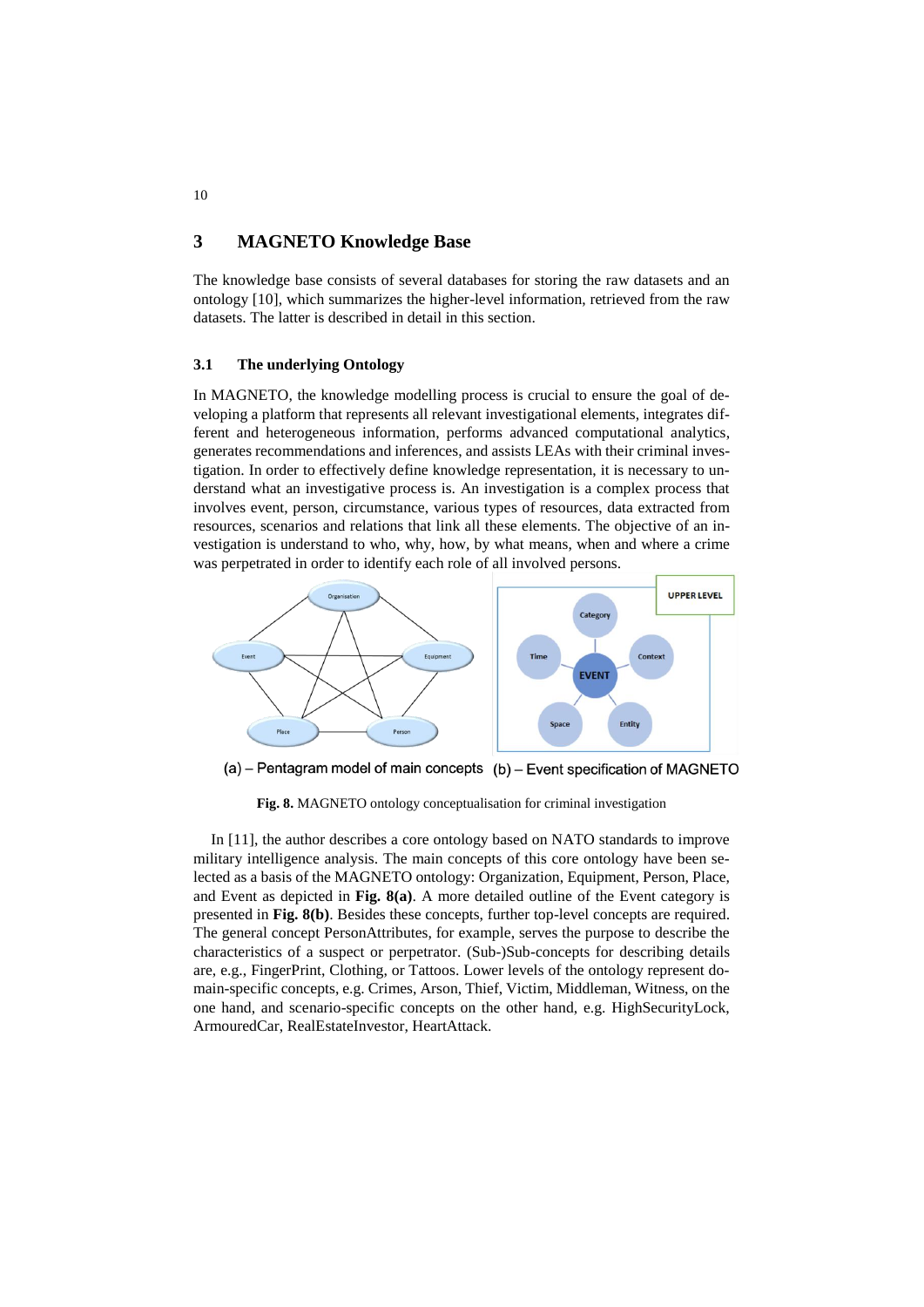## 3 MAGNETO Knowledge Base

The knowledge base consists of several databases for storing the raw datasets and an ontology [10], which summarizes the higher-level information, retrieved from the raw datasets. The latter is described in detail in this section.

### 3.1 The underlying Ontology

In MAGNETO, the knowledge modelling process is crucial to ensure the goal of developing a platform that represents all relevant investigational elements, integrates different and heterogeneous information, performs advanced computational analytics, generates recommendations and inferences, and assists LEAs with their criminal investigation. In order to effectively define knowledge representation, it is necessary to understand what an investigative process is. An investigation is a complex process that involves event, person, circumstance, various types of resources, data extracted from resources, scenarios and relations that link all these elements. The objective of an investigation is understand to who, why, how, by what means, when and where a crime was perpetrated in order to identify each role of all involved persons.

(a) – Pentagram model of main concepts (b) – Event specification of MAGNETO

**Fig. 8.** MAGNETO ontology conceptualisation for criminal investigation

In [11], the author describes a core ontology based on NATO standards to improve military intelligence analysis. The main concepts of this core ontology have been selected as a basis of the MAGNETO ontology: Organization, Equipment, Person, Place, and Event as depicted in **Fig. 8(a)**. A more detailed outline of the Event category is presented in **Fig. 8(b)**. Besides these concepts, further top-level concepts are required. The general concept PersonAttributes, for example, serves the purpose to describe the characteristics of a suspect or perpetrator. (Sub-)Sub-concepts for describing details are, e.g., FingerPrint, Clothing, or Tattoos. Lower levels of the ontology represent domain-specific concepts, e.g. Crimes, Arson, Thief, Victim, Middleman, Witness, on the one hand, and scenario-specific concepts on the other hand, e.g. HighSecurityLock, ArmouredCar, RealEstateInvestor, HeartAttack.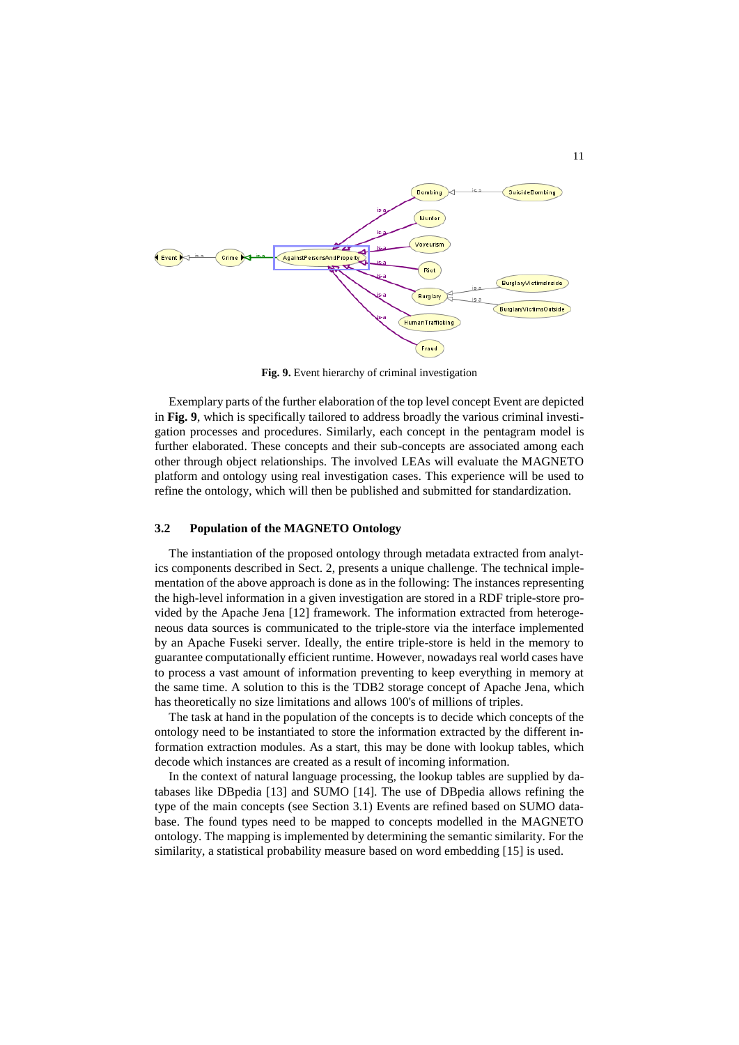**Fig. 9.** Event hierarchy of criminal investigation

Exemplary parts of the further elaboration of the top level concept Event are depicted in **Fig. 9**, which is specifically tailored to address broadly the various criminal investigation processes and procedures. Similarly, each concept in the pentagram model is further elaborated. These concepts and their sub-concepts are associated among each other through object relationships. The involved LEAs will evaluate the MAGNETO platform and ontology using real investigation cases. This experience will be used to refine the ontology, which will then be published and submitted for standardization.

### 3.2 Population of the MAGNETO Ontology

The instantiation of the proposed ontology through metadata extracted from analytics components described in Sect. 2, presents a unique challenge. The technical implementation of the above approach is done as in the following: The instances representing the high-level information in a given investigation are stored in a RDF triple-store provided by the Apache Jena [12] framework. The information extracted from heterogeneous data sources is communicated to the triple-store via the interface implemented by an Apache Fuseki server. Ideally, the entire triple-store is held in the memory to guarantee computationally efficient runtime. However, nowadays real world cases have to process a vast amount of information preventing to keep everything in memory at the same time. A solution to this is the TDB2 storage concept of Apache Jena, which has theoretically no size limitations and allows 100's of millions of triples.

The task at hand in the population of the concepts is to decide which concepts of the ontology need to be instantiated to store the information extracted by the different information extraction modules. As a start, this may be done with lookup tables, which decode which instances are created as a result of incoming information.

In the context of natural language processing, the lookup tables are supplied by databases like DBpedia [13] and SUMO [14]. The use of DBpedia allows refining the type of the main concepts (see Section 3.1) Events are refined based on SUMO database. The found types need to be mapped to concepts modelled in the MAGNETO ontology. The mapping is implemented by determining the semantic similarity. For the similarity, a statistical probability measure based on word embedding [15] is used.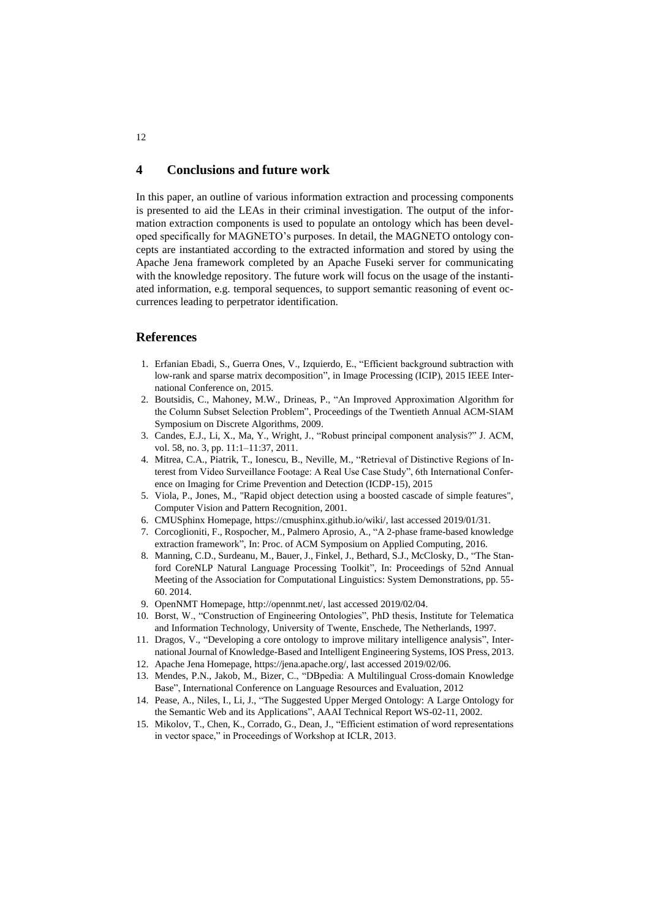## 4 Conclusions and future work

In this paper, an outline of various information extraction and processing components is presented to aid the LEAs in their criminal investigation. The output of the information extraction components is used to populate an ontology which has been developed specifically for MAGNETO's purposes. In detail, the MAGNETO ontology concepts are instantiated according to the extracted information and stored by using the Apache Jena framework completed by an Apache Fuseki server for communicating with the knowledge repository. The future work will focus on the usage of the instantiated information, e.g. temporal sequences, to support semantic reasoning of event occurrences leading to perpetrator identification.

## References

1. Erfanian Ebadi, S., Guerra Ones, V., Izquierdo, E., "Efficient background subtraction with low-rank and sparse matrix decomposition", in Image Processing (ICIP), 2015 IEEE International Conference on, 2015.
2. Boutsidis, C., Mahoney, M.W., Drineas, P., "An Improved Approximation Algorithm for the Column Subset Selection Problem", Proceedings of the Twentieth Annual ACM-SIAM Symposium on Discrete Algorithms, 2009.
3. Candes, E.J., Li, X., Ma, Y., Wright, J., "Robust principal component analysis?" J. ACM, vol. 58, no. 3, pp. 11:1–11:37, 2011.
4. Mitrea, C.A., Piatrik, T., Ionescu, B., Neville, M., "Retrieval of Distinctive Regions of Interest from Video Surveillance Footage: A Real Use Case Study", 6th International Conference on Imaging for Crime Prevention and Detection (ICDP-15), 2015
5. Viola, P., Jones, M., "Rapid object detection using a boosted cascade of simple features", Computer Vision and Pattern Recognition, 2001.
6. CMUSphinx Homepage, https://cmusphinx.github.io/wiki/, last accessed 2019/01/31.
7. Corcoglioniti, F., Rospocher, M., Palmero Aprosio, A., "A 2-phase frame-based knowledge extraction framework", In: Proc. of ACM Symposium on Applied Computing, 2016.
8. Manning, C.D., Surdeanu, M., Bauer, J., Finkel, J., Bethard, S.J., McClosky, D., "The Stanford CoreNLP Natural Language Processing Toolkit", In: Proceedings of 52nd Annual Meeting of the Association for Computational Linguistics: System Demonstrations, pp. 55-60. 2014.
9. OpenNMT Homepage, http://opennmt.net/, last accessed 2019/02/04.
10. Borst, W., "Construction of Engineering Ontologies", PhD thesis, Institute for Telematica and Information Technology, University of Twente, Enschede, The Netherlands, 1997.
11. Dragos, V., "Developing a core ontology to improve military intelligence analysis", International Journal of Knowledge-Based and Intelligent Engineering Systems, IOS Press, 2013.
12. Apache Jena Homepage, https://jena.apache.org/, last accessed 2019/02/06.
13. Mendes, P.N., Jakob, M., Bizer, C., "DBpedia: A Multilingual Cross-domain Knowledge Base", International Conference on Language Resources and Evaluation, 2012
14. Pease, A., Niles, I., Li, J., "The Suggested Upper Merged Ontology: A Large Ontology for the Semantic Web and its Applications", AAAI Technical Report WS-02-11, 2002.
15. Mikolov, T., Chen, K., Corrado, G., Dean, J., "Efficient estimation of word representations in vector space," in Proceedings of Workshop at ICLR, 2013.